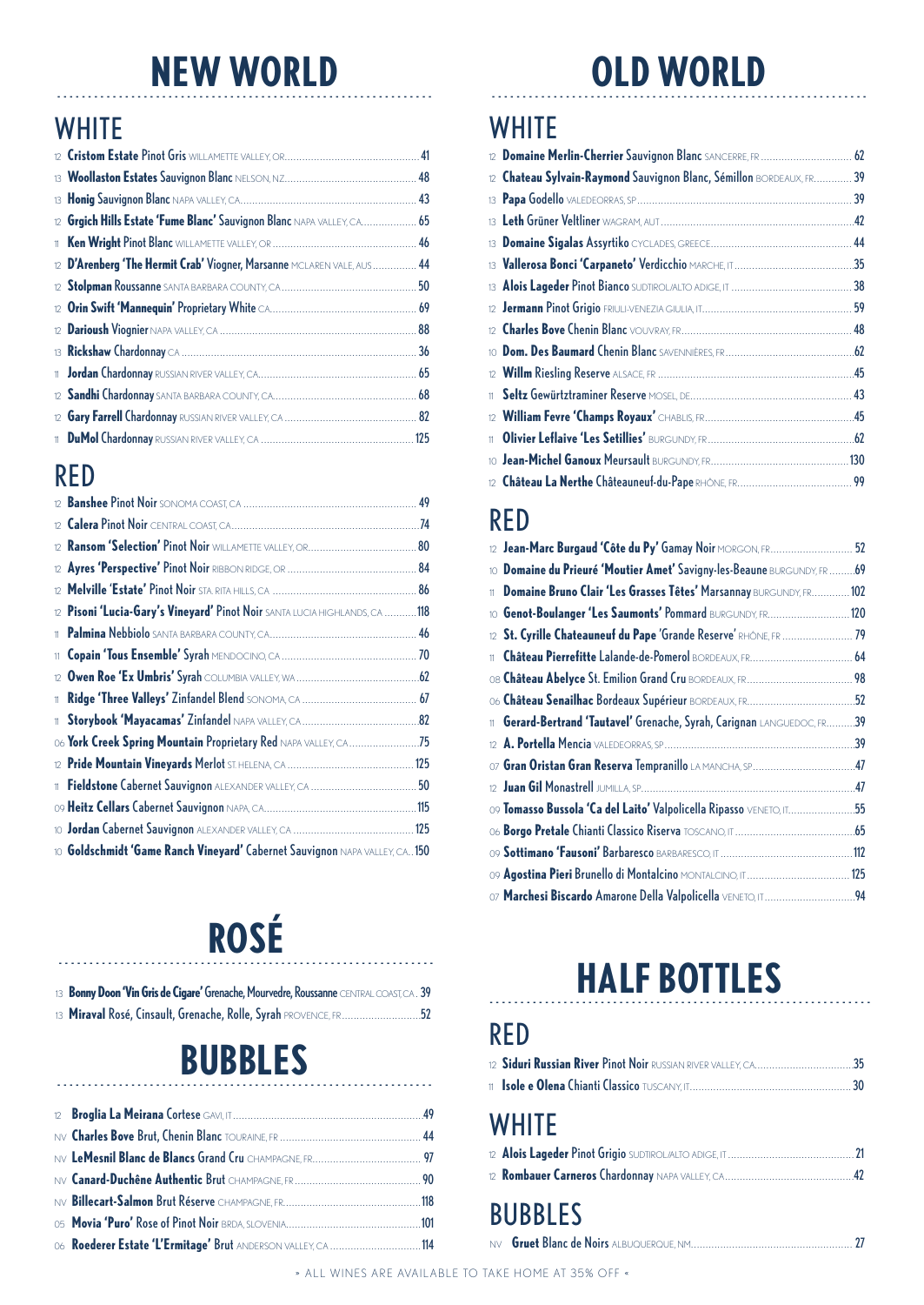# NEW WORLD

## WHITE

- 12 **Cristom Estate** Pinot Gris WILLAMETTE VALLEY, OR ... 41
- 13 **Woollaston Estates** Sauvignon Blanc NELSON, NZ ... 48
- 13 **Honig** Sauvignon Blanc NAPA VALLEY, CA ... 43
- 12 **Grgich Hills Estate 'Fume Blanc'** Sauvignon Blanc NAPA VALLEY, CA ... 65
- 11 **Ken Wright** Pinot Blanc WILLAMETTE VALLEY, OR ... 46
- 12 **D'Arenberg 'The Hermit Crab'** Viognier, Marsanne MCLAREN VALE, AUS ... 44
- 12 **Stolpman** Roussanne SANTA BARBARA COUNTY, CA ... 50
- 12 **Orin Swift 'Mannequin'** Proprietary White CA ... 69
- 12 **Darioush** Viognier NAPA VALLEY, CA ... 88
- 13 **Rickshaw** Chardonnay CA ... 36
- 11 **Jordan** Chardonnay RUSSIAN RIVER VALLEY, CA ... 65
- 12 **Sandhi** Chardonnay SANTA BARBARA COUNTY, CA ... 68
- 12 **Gary Farrell** Chardonnay RUSSIAN RIVER VALLEY, CA ... 82
- 11 **DuMol** Chardonnay RUSSIAN RIVER VALLEY, CA ... 125

## RED

- 12 **Banshee** Pinot Noir SONOMA COAST, CA ... 49
- 12 **Calera** Pinot Noir CENTRAL COAST, CA ... 74
- 12 **Ransom 'Selection'** Pinot Noir WILLAMETTE VALLEY, OR ... 80
- 12 **Ayres 'Perspective'** Pinot Noir RIBBON RIDGE, OR ... 84
- 12 **Melville 'Estate'** Pinot Noir STA. RITA HILLS, CA ... 86
- 12 **Pisoni 'Lucia-Gary's Vineyard'** Pinot Noir SANTA LUCIA HIGHLANDS, CA ... 118
- 11 **Palmina** Nebbiolo SANTA BARBARA COUNTY, CA ... 46
- 11 **Copain 'Tous Ensemble'** Syrah MENDOCINO, CA ... 70
- 12 **Owen Roe 'Ex Umbris'** Syrah COLUMBIA VALLEY, WA ... 62
- 11 **Ridge 'Three Valleys'** Zinfandel Blend SONOMA, CA ... 67
- 11 **Storybook 'Mayacamas'** Zinfandel NAPA VALLEY, CA ... 82
- 06 **York Creek Spring Mountain** Proprietary Red NAPA VALLEY, CA ... 75
- 12 **Pride Mountain Vineyards** Merlot ST. HELENA, CA ... 125
- 11 **Fieldstone** Cabernet Sauvignon ALEXANDER VALLEY, CA ... 50
- 09 **Heitz Cellars** Cabernet Sauvignon NAPA, CA ... 115
- 10 **Jordan** Cabernet Sauvignon ALEXANDER VALLEY, CA ... 125
- 10 **Goldschmidt 'Game Ranch Vineyard'** Cabernet Sauvignon NAPA VALLEY, CA ... 150

# ROSÉ

- 13 **Bonny Doon 'Vin Gris de Cigare'** Grenache, Mourvedre, Roussanne CENTRAL COAST, CA ... 39
- 13 **Miraval** Rosé, Cinsault, Grenache, Rolle, Syrah PROVENCE, FR ... 52

# BUBBLES

- 12 **Broglia La Meirana** Cortese GAVI, IT ... 49
- NV **Charles Bove** Brut, Chenin Blanc TOURAINE, FR ... 44
- NV **LeMesnil Blanc de Blancs** Grand Cru CHAMPAGNE, FR ... 97
- NV **Canard-Duchêne Authentic** Brut CHAMPAGNE, FR ... 90
- NV **Billecart-Salmon** Brut Réserve CHAMPAGNE, FR ... 118
- 05 **Movia 'Puro'** Rose of Pinot Noir BRDA, SLOVENIA ... 101
- 06 **Roederer Estate 'L'Ermitage'** Brut ANDERSON VALLEY, CA ... 114

# OLD WORLD

## WHITE

- 12 **Domaine Merlin-Cherrier** Sauvignon Blanc SANCERRE, FR ... 62
- 12 **Chateau Sylvain-Raymond** Sauvignon Blanc, Sémillon BORDEAUX, FR ... 39
- 13 **Papa** Godello VALEDEORRAS, SP ... 39
- 13 **Leth** Grüner Veltliner WAGRAM, AUT ... 42
- 13 **Domaine Sigalas** Assyrtiko CYCLADES, GREECE ... 44
- 13 **Vallerosa Bonci 'Carpaneto'** Verdicchio MARCHE, IT ... 35
- 13 **Alois Lageder** Pinot Bianco SUDTIROL/ALTO ADIGE, IT ... 38
- 12 **Jermann** Pinot Grigio FRIULI-VENEZIA GIULIA, IT ... 59
- 12 **Charles Bove** Chenin Blanc VOUVRAY, FR ... 48
- 10 **Dom. Des Baumard** Chenin Blanc SAVENNIÈRES, FR ... 62
- 12 **Willm** Riesling Reserve ALSACE, FR ... 45
- 11 **Seltz** Gewürtztraminer Reserve MOSEL, DE ... 43
- 12 **William Fevre 'Champs Royaux'** CHABLIS, FR ... 45
- 11 **Olivier Leflaive 'Les Setilles'** BURGUNDY, FR ... 62
- 10 **Jean-Michel Ganoux** Meursault BURGUNDY, FR ... 130
- 12 **Château La Nerthe** Châteauneuf-du-Pape RHÔNE, FR ... 99

## RED

- 12 **Jean-Marc Burgaud 'Côte du Py'** Gamay Noir MORGON, FR ... 52
- 10 **Domaine du Prieuré 'Moutier Amet'** Savigny-les-Beaune BURGUNDY, FR ... 69
- 11 **Domaine Bruno Clair 'Les Grasses Têtes'** Marsannay BURGUNDY, FR ... 102
- 10 **Genot-Boulanger 'Les Saumonts'** Pommard BURGUNDY, FR ... 120
- 12 **St. Cyrille Chateauneuf du Pape** 'Grande Reserve' RHÔNE, FR ... 79
- 11 **Château Pierrefitte** Lalande-de-Pomerol BORDEAUX, FR ... 64
- 08 **Château Abelyce** St. Emilion Grand Cru BORDEAUX, FR ... 98
- 06 **Château Senailhac** Bordeaux Supérieur BORDEAUX, FR ... 52
- 11 **Gerard-Bertrand 'Tautavel'** Grenache, Syrah, Carignan LANGUEDOC, FR ... 39
- 12 **A. Portella** Mencia VALEDEORRAS, SP ... 39
- 07 **Gran Oristan Gran Reserva** Tempranillo LA MANCHA, SP ... 47
- 12 **Juan Gil** Monastrell JUMILLA, SP ... 47
- 09 **Tomasso Bussola 'Ca del Laito'** Valpolicella Ripasso VENETO, IT ... 55
- 06 **Borgo Pretale** Chianti Classico Riserva TOSCANO, IT ... 65
- 09 **Sottimano 'Fausoni'** Barbaresco BARBARESCO, IT ... 112
- 09 **Agostina Pieri** Brunello di Montalcino MONTALCINO, IT ... 125
- 07 **Marchesi Biscardo** Amarone Della Valpolicella VENETO, IT ... 94

# HALF BOTTLES

## RED

- 12 **Siduri Russian River** Pinot Noir RUSSIAN RIVER VALLEY, CA ... 35
- 11 **Isole e Olena** Chianti Classico TUSCANY, IT ... 30

## WHITE

- 12 **Alois Lageder** Pinot Grigio SUDTIROL/ALTO ADIGE, IT ... 21
- 12 **Rombauer Carneros** Chardonnay NAPA VALLEY, CA ... 42

## BUBBLES

- NV **Gruet** Blanc de Noirs ALBUQUERQUE, NM ... 27

» ALL WINES ARE AVAILABLE TO TAKE HOME AT 35% OFF «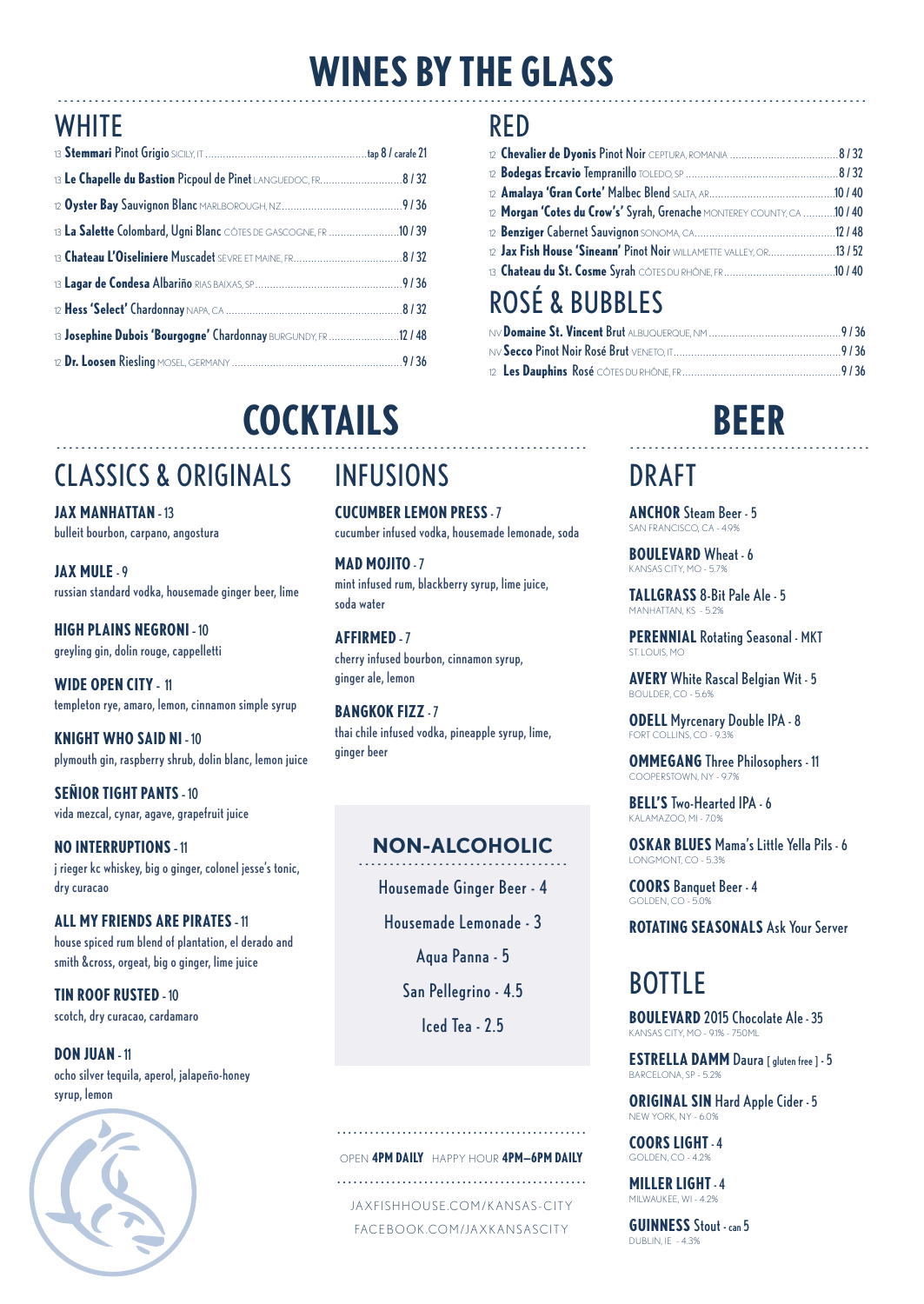# WINES BY THE GLASS

## WHITE

13 **Stemmari** Pinot Grigio SICILY, IT ........ tap 8 / carafe 21

13 **Le Chapelle du Bastion** Picpoul de Pinet LANGUEDOC, FR ........ 8 / 32

12 **Oyster Bay** Sauvignon Blanc MARLBOROUGH, NZ ........ 9 / 36

13 **La Salette** Colombard, Ugni Blanc CÔTES DE GASCOGNE, FR ........ 10 / 39

13 **Chateau L'Oiseliniere** Muscadet SÈVRE ET MAINE, FR ........ 8 / 32

13 **Lagar de Condesa** Albariño RIAS BAIXAS, SP ........ 9 / 36

12 **Hess 'Select'** Chardonnay NAPA, CA ........ 8 / 32

13 **Josephine Dubois 'Bourgogne'** Chardonnay BURGUNDY, FR ........ 12 / 48

12 **Dr. Loosen** Riesling MOSEL, GERMANY ........ 9 / 36

## RED

12 **Chevalier de Dyonis** Pinot Noir CEPTURA, ROMANIA ........ 8 / 32

12 **Bodegas Ercavio** Tempranillo TOLEDO, SP ........ 8 / 32

12 **Amalaya 'Gran Corte'** Malbec Blend SALTA, AR ........ 10 / 40

12 **Morgan 'Cotes du Crow's'** Syrah, Grenache MONTEREY COUNTY, CA ........ 10 / 40

12 **Benziger** Cabernet Sauvignon SONOMA, CA ........ 12 / 48

12 **Jax Fish House 'Sineann'** Pinot Noir WILLAMETTE VALLEY, OR ........ 13 / 52

13 **Chateau du St. Cosme** Syrah CÔTES DU RHÔNE, FR ........ 10 / 40

## ROSÉ & BUBBLES

NV **Domaine St. Vincent** Brut ALBUQUERQUE, NM ........ 9 / 36

NV **Secco** Pinot Noir Rosé Brut VENETO, IT ........ 9 / 36

12 **Les Dauphins** Rosé CÔTES DU RHÔNE, FR ........ 9 / 36

# COCKTAILS

## CLASSICS & ORIGINALS

**JAX MANHATTAN** - 13
bulleit bourbon, carpano, angostura

**JAX MULE** - 9
russian standard vodka, housemade ginger beer, lime

**HIGH PLAINS NEGRONI** - 10
greyling gin, dolin rouge, cappelletti

**WIDE OPEN CITY** - 11
templeton rye, amaro, lemon, cinnamon simple syrup

**KNIGHT WHO SAID NI** - 10
plymouth gin, raspberry shrub, dolin blanc, lemon juice

**SEÑIOR TIGHT PANTS** - 10
vida mezcal, cynar, agave, grapefruit juice

**NO INTERRUPTIONS** - 11
j rieger kc whiskey, big o ginger, colonel jesse's tonic, dry curacao

**ALL MY FRIENDS ARE PIRATES** - 11
house spiced rum blend of plantation, el derado and smith &cross, orgeat, big o ginger, lime juice

**TIN ROOF RUSTED** - 10
scotch, dry curacao, cardamaro

**DON JUAN** - 11
ocho silver tequila, aperol, jalapeño-honey syrup, lemon

## INFUSIONS

**CUCUMBER LEMON PRESS** - 7
cucumber infused vodka, housemade lemonade, soda

**MAD MOJITO** - 7
mint infused rum, blackberry syrup, lime juice, soda water

**AFFIRMED** - 7
cherry infused bourbon, cinnamon syrup, ginger ale, lemon

**BANGKOK FIZZ** - 7
thai chile infused vodka, pineapple syrup, lime, ginger beer

## NON-ALCOHOLIC

Housemade Ginger Beer - 4

Housemade Lemonade - 3

Aqua Panna - 5

San Pellegrino - 4.5

Iced Tea - 2.5

OPEN **4PM DAILY** HAPPY HOUR **4PM–6PM DAILY**

JAXFISHHOUSE.COM/KANSAS-CITY
FACEBOOK.COM/JAXKANSASCITY

# BEER

## DRAFT

**ANCHOR** Steam Beer - 5
SAN FRANCISCO, CA - 4.9%

**BOULEVARD** Wheat - 6
KANSAS CITY, MO - 5.7%

**TALLGRASS** 8-Bit Pale Ale - 5
MANHATTAN, KS - 5.2%

**PERENNIAL** Rotating Seasonal - MKT
ST. LOUIS, MO

**AVERY** White Rascal Belgian Wit - 5
BOULDER, CO - 5.6%

**ODELL** Myrcenary Double IPA - 8
FORT COLLINS, CO - 9.3%

**OMMEGANG** Three Philosophers - 11
COOPERSTOWN, NY - 9.7%

**BELL'S** Two-Hearted IPA - 6
KALAMAZOO, MI - 7.0%

**OSKAR BLUES** Mama's Little Yella Pils - 6
LONGMONT, CO - 5.3%

**COORS** Banquet Beer - 4
GOLDEN, CO - 5.0%

**ROTATING SEASONALS** Ask Your Server

## BOTTLE

**BOULEVARD** 2015 Chocolate Ale - 35
KANSAS CITY, MO - 9.1% - 750ML

**ESTRELLA DAMM** Daura [ gluten free ] - 5
BARCELONA, SP - 5.2%

**ORIGINAL SIN** Hard Apple Cider - 5
NEW YORK, NY - 6.0%

**COORS LIGHT** - 4
GOLDEN, CO - 4.2%

**MILLER LIGHT** - 4
MILWAUKEE, WI - 4.2%

**GUINNESS** Stout - can 5
DUBLIN, IE - 4.3%